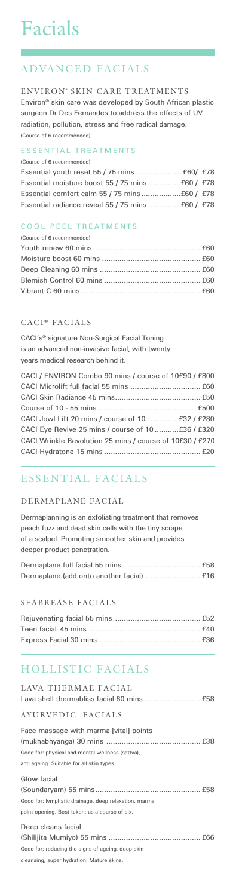# Facials

## ADVANCED FACIALS

### ENVIRON® SKIN CARE TREATMENTS

Environ® skin care was developed by South African plastic surgeon Dr Des Fernandes to address the effects of UV radiation, pollution, stress and free radical damage.
(Course of 6 recommended)

#### ESSENTIAL TREATMENTS

(Course of 6 recommended)

Essential youth reset 55 / 75 mins......................£60/ £78
Essential moisture boost 55 / 75 mins ................£60 / £78
Essential comfort calm 55 / 75 mins ..................£60 / £78
Essential radiance reveal 55 / 75 mins ...............£60 / £78

#### COOL PEEL TREATMENTS

(Course of 6 recommended)

Youth renew 60 mins ................................................. £60
Moisture boost 60 mins ............................................. £60
Deep Cleaning 60 mins .............................................. £60
Blemish Control 60 mins ............................................ £60
Vibrant C 60 mins....................................................... £60

### CACI® FACIALS

CACI's® signature Non-Surgical Facial Toning is an advanced non-invasive facial, with twenty years medical research behind it.

CACI / ENVIRON Combo 90 mins / course of 10£90 / £800
CACI Microlift full facial 55 mins ................................ £60
CACI Skin Radiance 45 mins....................................... £50
Course of 10 - 55 mins............................................. £500
CACI Jowl Lift 20 mins / course of 10...............£32 / £280
CACI Eye Revive 25 mins / course of 10 ...........£36 / £320
CACI Wrinkle Revolution 25 mins / course of 10£30 / £270
CACI Hydratone 15 mins ............................................ £20

## ESSENTIAL FACIALS

### DERMAPLANE FACIAL

Dermaplanning is an exfoliating treatment that removes peach fuzz and dead skin cells with the tiny scrape of a scalpel. Promoting smoother skin and provides deeper product penetration.

Dermaplane full facial 55 mins ................................... £58
Dermaplane (add onto another facial) ......................... £16

### SEABREASE FACIALS

Rejuvenating facial 55 mins ....................................... £52
Teen facial 45 mins .................................................. £40
Express Facial 30 mins .............................................. £36

## HOLLISTIC FACIALS

### LAVA THERMAE FACIAL

Lava shell thermabliss facial 60 mins.......................... £58

### AYURVEDIC FACIALS

Face massage with marma [vital] points
(mukhabhyanga) 30 mins ........................................... £38
Good for: physical and mental wellness (sattva), anti ageing. Suitable for all skin types.

Glow facial
(Soundaryam) 55 mins................................................ £58
Good for: lymphatic drainage, deep relaxation, marma point opening. Best taken: as a course of six.

Deep cleans facial
(Shilijita Mumiyo) 55 mins .......................................... £66
Good for: reducing the signs of ageing, deep skin cleansing, super hydration. Mature skins.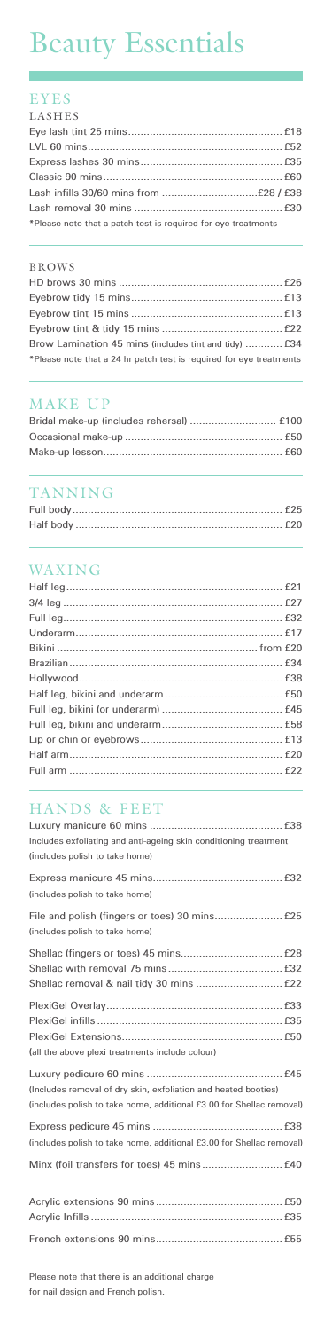# Beauty Essentials

## EYES

### LASHES

Eye lash tint 25 mins.................................................. £18
LVL 60 mins................................................................ £52
Express lashes 30 mins............................................... £35
Classic 90 mins........................................................... £60
Lash infills 30/60 mins from ..............................£28 / £38
Lash removal 30 mins ................................................ £30

*Please note that a patch test is required for eye treatments

### BROWS

HD brows 30 mins ...................................................... £26
Eyebrow tidy 15 mins.................................................. £13
Eyebrow tint 15 mins .................................................. £13
Eyebrow tint & tidy 15 mins ....................................... £22
Brow Lamination 45 mins (includes tint and tidy) ............ £34

*Please note that a 24 hr patch test is required for eye treatments

## MAKE UP

Bridal make-up (includes rehersal) ............................ £100
Occasional make-up .................................................. £50
Make-up lesson.......................................................... £60

## TANNING

Full body.................................................................... £25
Half body ................................................................... £20

## WAXING

Half leg...................................................................... £21
3/4 leg ...................................................................... £27
Full leg....................................................................... £32
Underarm................................................................... £17
Bikini ................................................................ from £20
Brazilian.................................................................... £34
Hollywood.................................................................. £38
Half leg, bikini and underarm ..................................... £50
Full leg, bikini (or underarm) ...................................... £45
Full leg, bikini and underarm...................................... £58
Lip or chin or eyebrows.............................................. £13
Half arm..................................................................... £20
Full arm ..................................................................... £22

## HANDS & FEET

Luxury manicure 60 mins ........................................... £38
Includes exfoliating and anti-ageing skin conditioning treatment
(includes polish to take home)

Express manicure 45 mins.......................................... £32
(includes polish to take home)

File and polish (fingers or toes) 30 mins...................... £25
(includes polish to take home)

Shellac (fingers or toes) 45 mins................................. £28
Shellac with removal 75 mins ..................................... £32
Shellac removal & nail tidy 30 mins ............................ £22

PlexiGel Overlay......................................................... £33
PlexiGel infills ............................................................ £35
PlexiGel Extensions.................................................... £50
(all the above plexi treatments include colour)

Luxury pedicure 60 mins ............................................ £45
(Includes removal of dry skin, exfoliation and heated booties)
(includes polish to take home, additional £3.00 for Shellac removal)

Express pedicure 45 mins ........................................... £38
(includes polish to take home, additional £3.00 for Shellac removal)

Minx (foil transfers for toes) 45 mins.......................... £40

Acrylic extensions 90 mins ......................................... £50
Acrylic Infills .............................................................. £35

French extensions 90 mins.......................................... £55

Please note that there is an additional charge for nail design and French polish.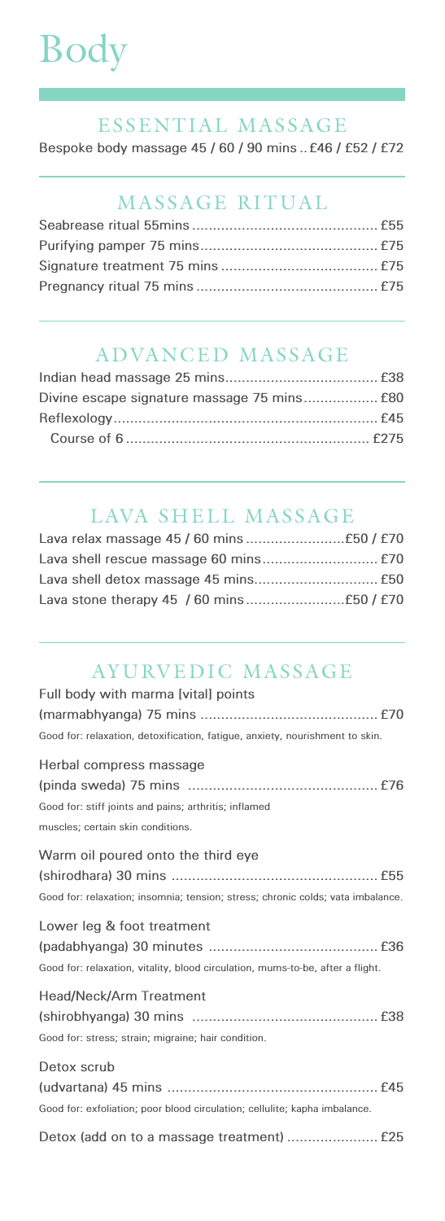# Body

## ESSENTIAL MASSAGE

Bespoke body massage 45 / 60 / 90 mins .. £46 / £52 / £72

## MASSAGE RITUAL

Seabrease ritual 55mins ............................................. £55
Purifying pamper 75 mins ........................................... £75
Signature treatment 75 mins ...................................... £75
Pregnancy ritual 75 mins ............................................ £75

## ADVANCED MASSAGE

Indian head massage 25 mins ..................................... £38
Divine escape signature massage 75 mins .................. £80
Reflexology ................................................................. £45
Course of 6 ........................................................... £275

## LAVA SHELL MASSAGE

Lava relax massage 45 / 60 mins ........................ £50 / £70
Lava shell rescue massage 60 mins ............................ £70
Lava shell detox massage 45 mins .............................. £50
Lava stone therapy 45 / 60 mins ........................ £50 / £70

## AYURVEDIC MASSAGE

Full body with marma [vital] points
(marmabhyanga) 75 mins ........................................... £70
Good for: relaxation, detoxification, fatigue, anxiety, nourishment to skin.

Herbal compress massage
(pinda sweda) 75 mins .............................................. £76
Good for: stiff joints and pains; arthritis; inflamed muscles; certain skin conditions.

Warm oil poured onto the third eye
(shirodhara) 30 mins .................................................. £55
Good for: relaxation; insomnia; tension; stress; chronic colds; vata imbalance.

Lower leg & foot treatment
(padabhyanga) 30 minutes ......................................... £36
Good for: relaxation, vitality, blood circulation, mums-to-be, after a flight.

Head/Neck/Arm Treatment
(shirobhyanga) 30 mins ............................................. £38
Good for: stress; strain; migraine; hair condition.

Detox scrub
(udvartana) 45 mins ................................................... £45
Good for: exfoliation; poor blood circulation; cellulite; kapha imbalance.

Detox (add on to a massage treatment) ...................... £25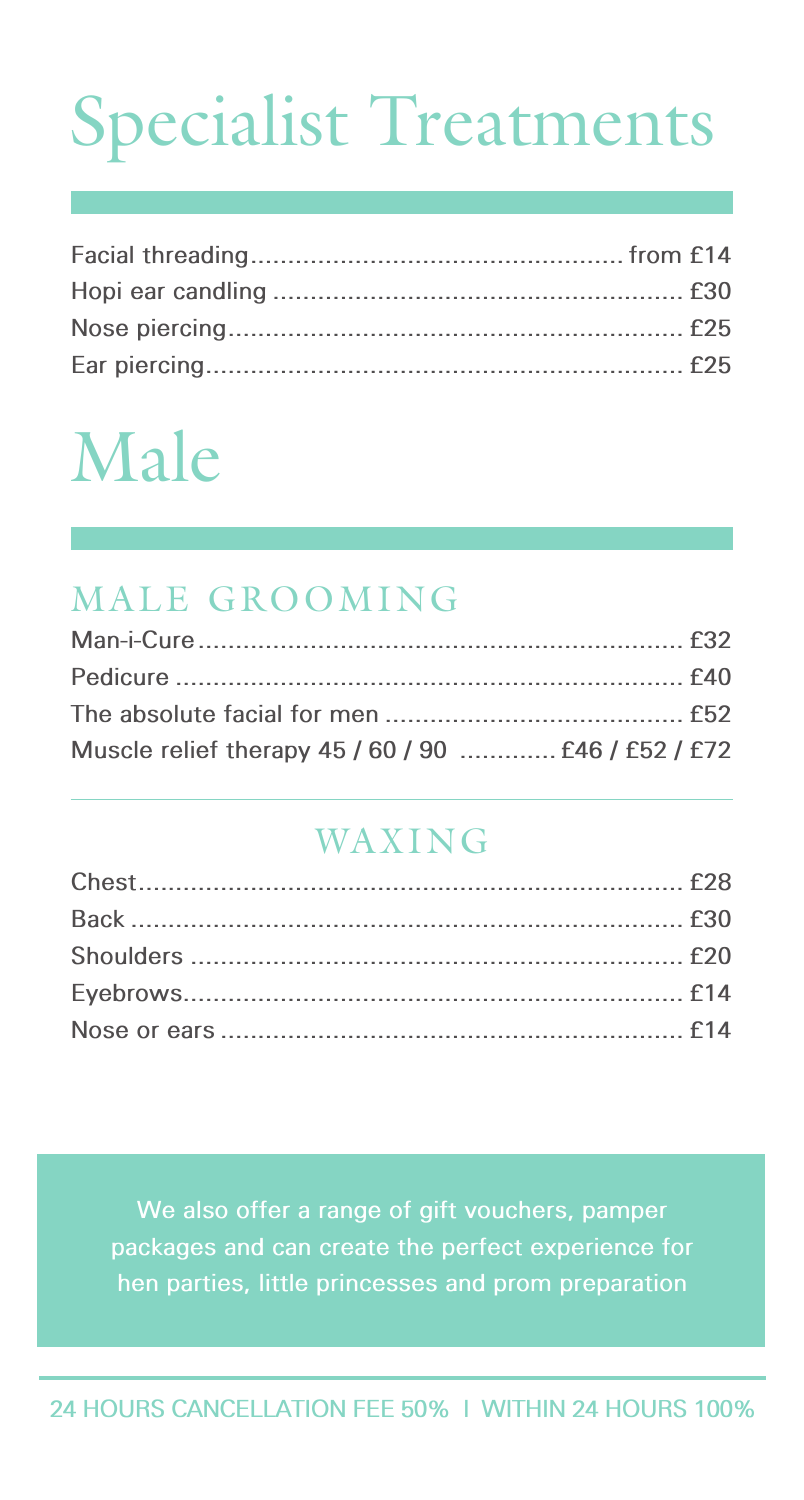# Specialist Treatments

| | |
|---|---|
| Facial threading | from £14 |
| Hopi ear candling | £30 |
| Nose piercing | £25 |
| Ear piercing | £25 |

# Male

## MALE GROOMING

| | |
|---|---|
| Man-i-Cure | £32 |
| Pedicure | £40 |
| The absolute facial for men | £52 |
| Muscle relief therapy 45 / 60 / 90 | £46 / £52 / £72 |

## WAXING

| | |
|---|---|
| Chest | £28 |
| Back | £30 |
| Shoulders | £20 |
| Eyebrows | £14 |
| Nose or ears | £14 |

We also offer a range of gift vouchers, pamper packages and can create the perfect experience for hen parties, little princesses and prom preparation

24 HOURS CANCELLATION FEE 50% I WITHIN 24 HOURS 100%